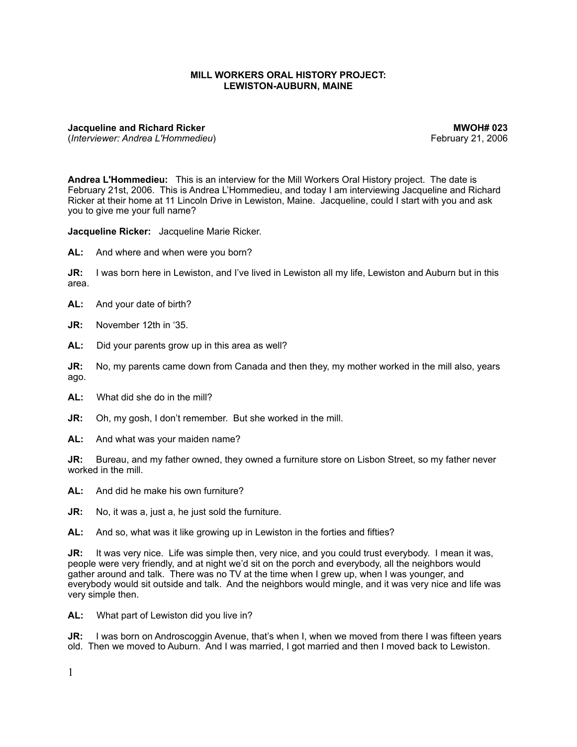**MILL WORKERS ORAL HISTORY PROJECT:**
**LEWISTON-AUBURN, MAINE**

**Jacqueline and Richard Ricker** **MWOH# 023**
(*Interviewer: Andrea L'Hommedieu*) February 21, 2006

**Andrea L'Hommedieu:** This is an interview for the Mill Workers Oral History project. The date is February 21st, 2006. This is Andrea L'Hommedieu, and today I am interviewing Jacqueline and Richard Ricker at their home at 11 Lincoln Drive in Lewiston, Maine. Jacqueline, could I start with you and ask you to give me your full name?

**Jacqueline Ricker:** Jacqueline Marie Ricker.

**AL:** And where and when were you born?

**JR:** I was born here in Lewiston, and I've lived in Lewiston all my life, Lewiston and Auburn but in this area.

**AL:** And your date of birth?

**JR:** November 12th in '35.

**AL:** Did your parents grow up in this area as well?

**JR:** No, my parents came down from Canada and then they, my mother worked in the mill also, years ago.

**AL:** What did she do in the mill?

**JR:** Oh, my gosh, I don't remember. But she worked in the mill.

**AL:** And what was your maiden name?

**JR:** Bureau, and my father owned, they owned a furniture store on Lisbon Street, so my father never worked in the mill.

**AL:** And did he make his own furniture?

**JR:** No, it was a, just a, he just sold the furniture.

**AL:** And so, what was it like growing up in Lewiston in the forties and fifties?

**JR:** It was very nice. Life was simple then, very nice, and you could trust everybody. I mean it was, people were very friendly, and at night we'd sit on the porch and everybody, all the neighbors would gather around and talk. There was no TV at the time when I grew up, when I was younger, and everybody would sit outside and talk. And the neighbors would mingle, and it was very nice and life was very simple then.

**AL:** What part of Lewiston did you live in?

**JR:** I was born on Androscoggin Avenue, that's when I, when we moved from there I was fifteen years old. Then we moved to Auburn. And I was married, I got married and then I moved back to Lewiston.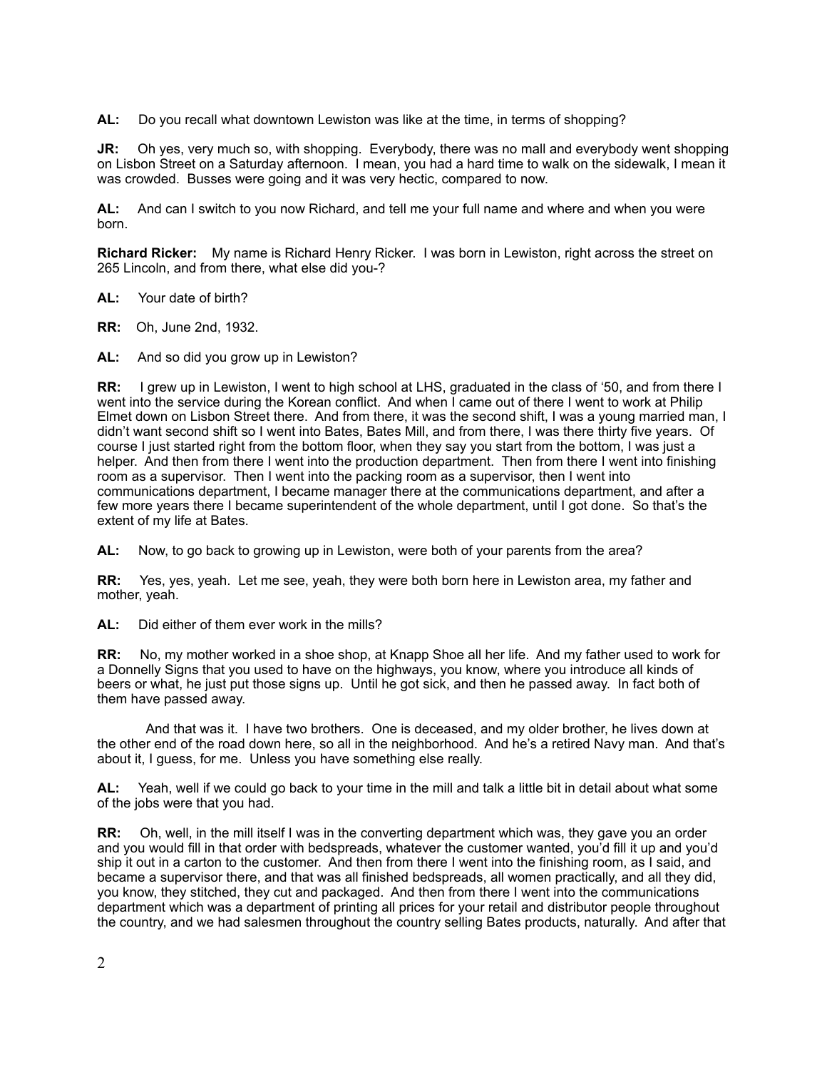**AL:** Do you recall what downtown Lewiston was like at the time, in terms of shopping?

**JR:** Oh yes, very much so, with shopping. Everybody, there was no mall and everybody went shopping on Lisbon Street on a Saturday afternoon. I mean, you had a hard time to walk on the sidewalk, I mean it was crowded. Busses were going and it was very hectic, compared to now.

**AL:** And can I switch to you now Richard, and tell me your full name and where and when you were born.

**Richard Ricker:** My name is Richard Henry Ricker. I was born in Lewiston, right across the street on 265 Lincoln, and from there, what else did you-?

**AL:** Your date of birth?

**RR:** Oh, June 2nd, 1932.

**AL:** And so did you grow up in Lewiston?

**RR:** I grew up in Lewiston, I went to high school at LHS, graduated in the class of '50, and from there I went into the service during the Korean conflict. And when I came out of there I went to work at Philip Elmet down on Lisbon Street there. And from there, it was the second shift, I was a young married man, I didn't want second shift so I went into Bates, Bates Mill, and from there, I was there thirty five years. Of course I just started right from the bottom floor, when they say you start from the bottom, I was just a helper. And then from there I went into the production department. Then from there I went into finishing room as a supervisor. Then I went into the packing room as a supervisor, then I went into communications department, I became manager there at the communications department, and after a few more years there I became superintendent of the whole department, until I got done. So that's the extent of my life at Bates.

**AL:** Now, to go back to growing up in Lewiston, were both of your parents from the area?

**RR:** Yes, yes, yeah. Let me see, yeah, they were both born here in Lewiston area, my father and mother, yeah.

**AL:** Did either of them ever work in the mills?

**RR:** No, my mother worked in a shoe shop, at Knapp Shoe all her life. And my father used to work for a Donnelly Signs that you used to have on the highways, you know, where you introduce all kinds of beers or what, he just put those signs up. Until he got sick, and then he passed away. In fact both of them have passed away.

And that was it. I have two brothers. One is deceased, and my older brother, he lives down at the other end of the road down here, so all in the neighborhood. And he's a retired Navy man. And that's about it, I guess, for me. Unless you have something else really.

**AL:** Yeah, well if we could go back to your time in the mill and talk a little bit in detail about what some of the jobs were that you had.

**RR:** Oh, well, in the mill itself I was in the converting department which was, they gave you an order and you would fill in that order with bedspreads, whatever the customer wanted, you'd fill it up and you'd ship it out in a carton to the customer. And then from there I went into the finishing room, as I said, and became a supervisor there, and that was all finished bedspreads, all women practically, and all they did, you know, they stitched, they cut and packaged. And then from there I went into the communications department which was a department of printing all prices for your retail and distributor people throughout the country, and we had salesmen throughout the country selling Bates products, naturally. And after that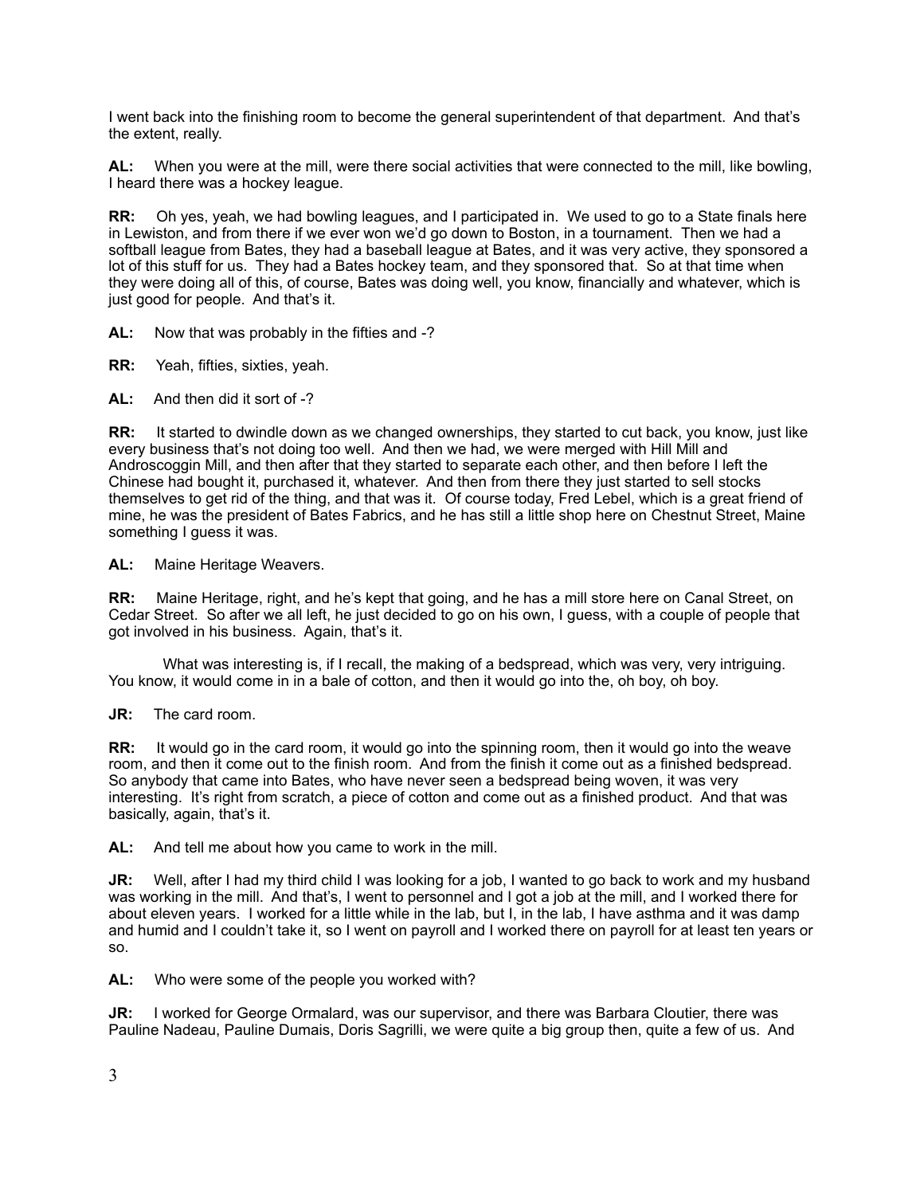I went back into the finishing room to become the general superintendent of that department. And that's the extent, really.

**AL:** When you were at the mill, were there social activities that were connected to the mill, like bowling, I heard there was a hockey league.

**RR:** Oh yes, yeah, we had bowling leagues, and I participated in. We used to go to a State finals here in Lewiston, and from there if we ever won we'd go down to Boston, in a tournament. Then we had a softball league from Bates, they had a baseball league at Bates, and it was very active, they sponsored a lot of this stuff for us. They had a Bates hockey team, and they sponsored that. So at that time when they were doing all of this, of course, Bates was doing well, you know, financially and whatever, which is just good for people. And that's it.

**AL:** Now that was probably in the fifties and -?

**RR:** Yeah, fifties, sixties, yeah.

**AL:** And then did it sort of -?

**RR:** It started to dwindle down as we changed ownerships, they started to cut back, you know, just like every business that's not doing too well. And then we had, we were merged with Hill Mill and Androscoggin Mill, and then after that they started to separate each other, and then before I left the Chinese had bought it, purchased it, whatever. And then from there they just started to sell stocks themselves to get rid of the thing, and that was it. Of course today, Fred Lebel, which is a great friend of mine, he was the president of Bates Fabrics, and he has still a little shop here on Chestnut Street, Maine something I guess it was.

**AL:** Maine Heritage Weavers.

**RR:** Maine Heritage, right, and he's kept that going, and he has a mill store here on Canal Street, on Cedar Street. So after we all left, he just decided to go on his own, I guess, with a couple of people that got involved in his business. Again, that's it.

What was interesting is, if I recall, the making of a bedspread, which was very, very intriguing. You know, it would come in in a bale of cotton, and then it would go into the, oh boy, oh boy.

**JR:** The card room.

**RR:** It would go in the card room, it would go into the spinning room, then it would go into the weave room, and then it come out to the finish room. And from the finish it come out as a finished bedspread. So anybody that came into Bates, who have never seen a bedspread being woven, it was very interesting. It's right from scratch, a piece of cotton and come out as a finished product. And that was basically, again, that's it.

**AL:** And tell me about how you came to work in the mill.

**JR:** Well, after I had my third child I was looking for a job, I wanted to go back to work and my husband was working in the mill. And that's, I went to personnel and I got a job at the mill, and I worked there for about eleven years. I worked for a little while in the lab, but I, in the lab, I have asthma and it was damp and humid and I couldn't take it, so I went on payroll and I worked there on payroll for at least ten years or so.

**AL:** Who were some of the people you worked with?

**JR:** I worked for George Ormalard, was our supervisor, and there was Barbara Cloutier, there was Pauline Nadeau, Pauline Dumais, Doris Sagrilli, we were quite a big group then, quite a few of us. And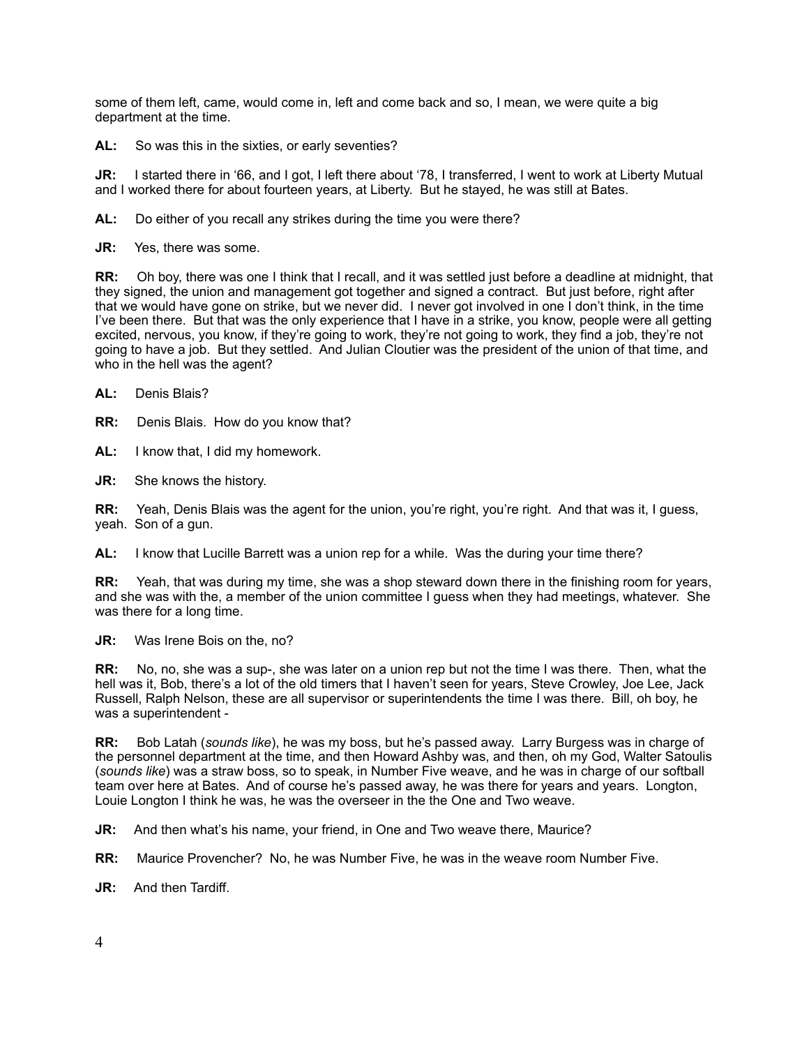some of them left, came, would come in, left and come back and so, I mean, we were quite a big department at the time.

**AL:** So was this in the sixties, or early seventies?

**JR:** I started there in '66, and I got, I left there about '78, I transferred, I went to work at Liberty Mutual and I worked there for about fourteen years, at Liberty. But he stayed, he was still at Bates.

**AL:** Do either of you recall any strikes during the time you were there?

**JR:** Yes, there was some.

**RR:** Oh boy, there was one I think that I recall, and it was settled just before a deadline at midnight, that they signed, the union and management got together and signed a contract. But just before, right after that we would have gone on strike, but we never did. I never got involved in one I don't think, in the time I've been there. But that was the only experience that I have in a strike, you know, people were all getting excited, nervous, you know, if they're going to work, they're not going to work, they find a job, they're not going to have a job. But they settled. And Julian Cloutier was the president of the union of that time, and who in the hell was the agent?

**AL:** Denis Blais?

**RR:** Denis Blais. How do you know that?

**AL:** I know that, I did my homework.

**JR:** She knows the history.

**RR:** Yeah, Denis Blais was the agent for the union, you're right, you're right. And that was it, I guess, yeah. Son of a gun.

**AL:** I know that Lucille Barrett was a union rep for a while. Was the during your time there?

**RR:** Yeah, that was during my time, she was a shop steward down there in the finishing room for years, and she was with the, a member of the union committee I guess when they had meetings, whatever. She was there for a long time.

**JR:** Was Irene Bois on the, no?

**RR:** No, no, she was a sup-, she was later on a union rep but not the time I was there. Then, what the hell was it, Bob, there's a lot of the old timers that I haven't seen for years, Steve Crowley, Joe Lee, Jack Russell, Ralph Nelson, these are all supervisor or superintendents the time I was there. Bill, oh boy, he was a superintendent -

**RR:** Bob Latah (*sounds like*), he was my boss, but he's passed away. Larry Burgess was in charge of the personnel department at the time, and then Howard Ashby was, and then, oh my God, Walter Satoulis (*sounds like*) was a straw boss, so to speak, in Number Five weave, and he was in charge of our softball team over here at Bates. And of course he's passed away, he was there for years and years. Longton, Louie Longton I think he was, he was the overseer in the the One and Two weave.

**JR:** And then what's his name, your friend, in One and Two weave there, Maurice?

**RR:** Maurice Provencher? No, he was Number Five, he was in the weave room Number Five.

**JR:** And then Tardiff.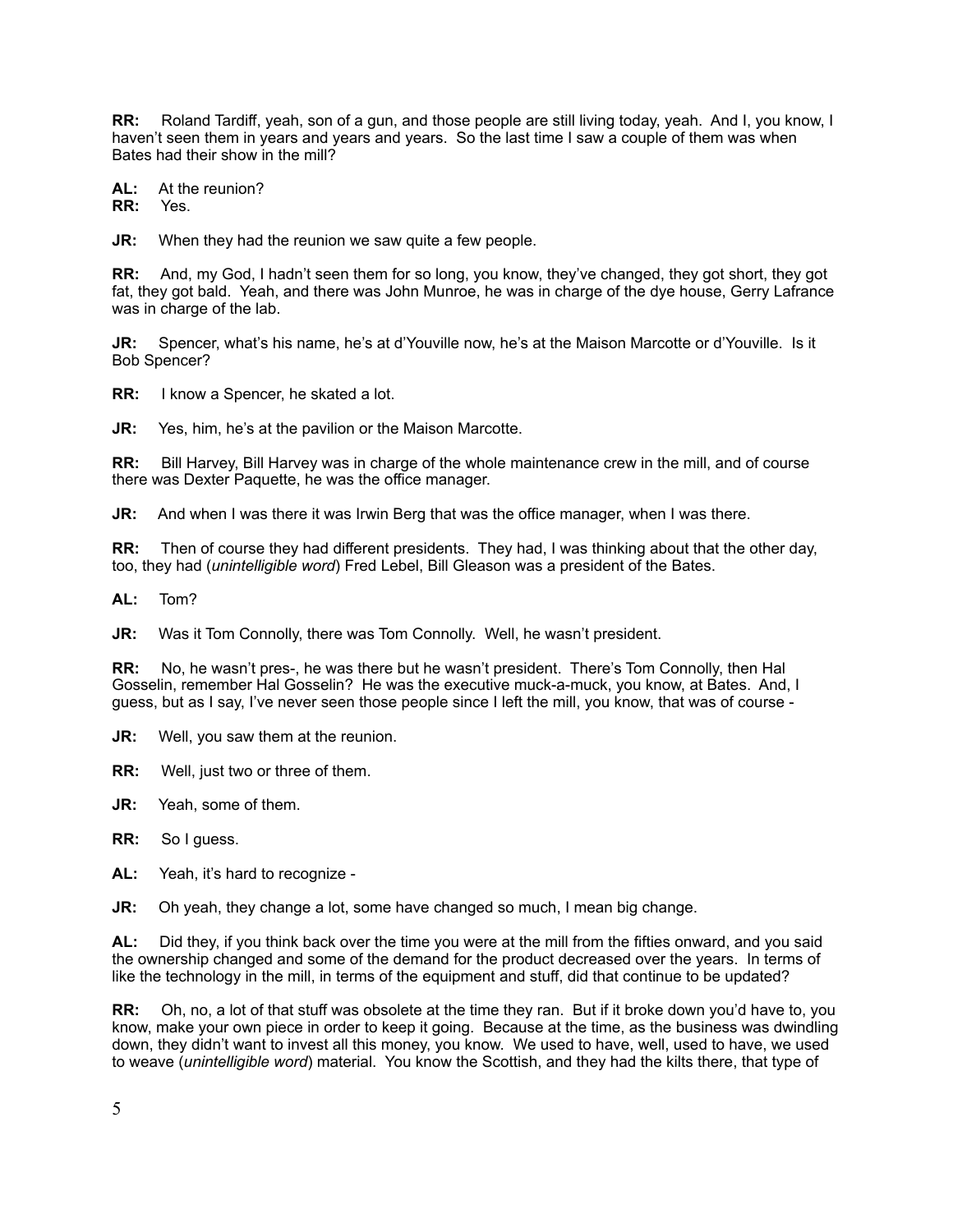**RR:** Roland Tardiff, yeah, son of a gun, and those people are still living today, yeah. And I, you know, I haven't seen them in years and years and years. So the last time I saw a couple of them was when Bates had their show in the mill?

**AL:** At the reunion?
**RR:** Yes.

**JR:** When they had the reunion we saw quite a few people.

**RR:** And, my God, I hadn't seen them for so long, you know, they've changed, they got short, they got fat, they got bald. Yeah, and there was John Munroe, he was in charge of the dye house, Gerry Lafrance was in charge of the lab.

**JR:** Spencer, what's his name, he's at d'Youville now, he's at the Maison Marcotte or d'Youville. Is it Bob Spencer?

**RR:** I know a Spencer, he skated a lot.

**JR:** Yes, him, he's at the pavilion or the Maison Marcotte.

**RR:** Bill Harvey, Bill Harvey was in charge of the whole maintenance crew in the mill, and of course there was Dexter Paquette, he was the office manager.

**JR:** And when I was there it was Irwin Berg that was the office manager, when I was there.

**RR:** Then of course they had different presidents. They had, I was thinking about that the other day, too, they had (*unintelligible word*) Fred Lebel, Bill Gleason was a president of the Bates.

**AL:** Tom?

**JR:** Was it Tom Connolly, there was Tom Connolly. Well, he wasn't president.

**RR:** No, he wasn't pres-, he was there but he wasn't president. There's Tom Connolly, then Hal Gosselin, remember Hal Gosselin? He was the executive muck-a-muck, you know, at Bates. And, I guess, but as I say, I've never seen those people since I left the mill, you know, that was of course -

**JR:** Well, you saw them at the reunion.

**RR:** Well, just two or three of them.

**JR:** Yeah, some of them.

**RR:** So I guess.

**AL:** Yeah, it's hard to recognize -

**JR:** Oh yeah, they change a lot, some have changed so much, I mean big change.

**AL:** Did they, if you think back over the time you were at the mill from the fifties onward, and you said the ownership changed and some of the demand for the product decreased over the years. In terms of like the technology in the mill, in terms of the equipment and stuff, did that continue to be updated?

**RR:** Oh, no, a lot of that stuff was obsolete at the time they ran. But if it broke down you'd have to, you know, make your own piece in order to keep it going. Because at the time, as the business was dwindling down, they didn't want to invest all this money, you know. We used to have, well, used to have, we used to weave (*unintelligible word*) material. You know the Scottish, and they had the kilts there, that type of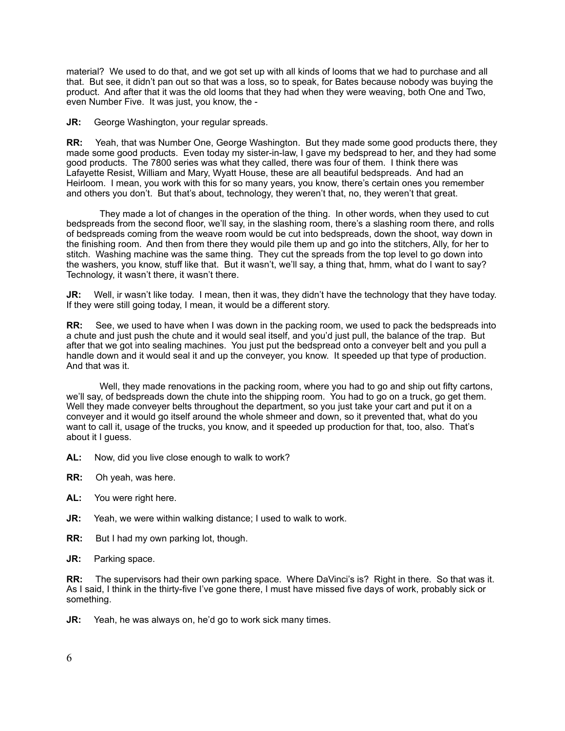material? We used to do that, and we got set up with all kinds of looms that we had to purchase and all that. But see, it didn't pan out so that was a loss, so to speak, for Bates because nobody was buying the product. And after that it was the old looms that they had when they were weaving, both One and Two, even Number Five. It was just, you know, the -

**JR:** George Washington, your regular spreads.

**RR:** Yeah, that was Number One, George Washington. But they made some good products there, they made some good products. Even today my sister-in-law, I gave my bedspread to her, and they had some good products. The 7800 series was what they called, there was four of them. I think there was Lafayette Resist, William and Mary, Wyatt House, these are all beautiful bedspreads. And had an Heirloom. I mean, you work with this for so many years, you know, there's certain ones you remember and others you don't. But that's about, technology, they weren't that, no, they weren't that great.

They made a lot of changes in the operation of the thing. In other words, when they used to cut bedspreads from the second floor, we'll say, in the slashing room, there's a slashing room there, and rolls of bedspreads coming from the weave room would be cut into bedspreads, down the shoot, way down in the finishing room. And then from there they would pile them up and go into the stitchers, Ally, for her to stitch. Washing machine was the same thing. They cut the spreads from the top level to go down into the washers, you know, stuff like that. But it wasn't, we'll say, a thing that, hmm, what do I want to say? Technology, it wasn't there, it wasn't there.

**JR:** Well, ir wasn't like today. I mean, then it was, they didn't have the technology that they have today. If they were still going today, I mean, it would be a different story.

**RR:** See, we used to have when I was down in the packing room, we used to pack the bedspreads into a chute and just push the chute and it would seal itself, and you'd just pull, the balance of the trap. But after that we got into sealing machines. You just put the bedspread onto a conveyer belt and you pull a handle down and it would seal it and up the conveyer, you know. It speeded up that type of production. And that was it.

Well, they made renovations in the packing room, where you had to go and ship out fifty cartons, we'll say, of bedspreads down the chute into the shipping room. You had to go on a truck, go get them. Well they made conveyer belts throughout the department, so you just take your cart and put it on a conveyer and it would go itself around the whole shmeer and down, so it prevented that, what do you want to call it, usage of the trucks, you know, and it speeded up production for that, too, also. That's about it I guess.

**AL:** Now, did you live close enough to walk to work?

**RR:** Oh yeah, was here.

**AL:** You were right here.

**JR:** Yeah, we were within walking distance; I used to walk to work.

**RR:** But I had my own parking lot, though.

**JR:** Parking space.

**RR:** The supervisors had their own parking space. Where DaVinci's is? Right in there. So that was it. As I said, I think in the thirty-five I've gone there, I must have missed five days of work, probably sick or something.

**JR:** Yeah, he was always on, he'd go to work sick many times.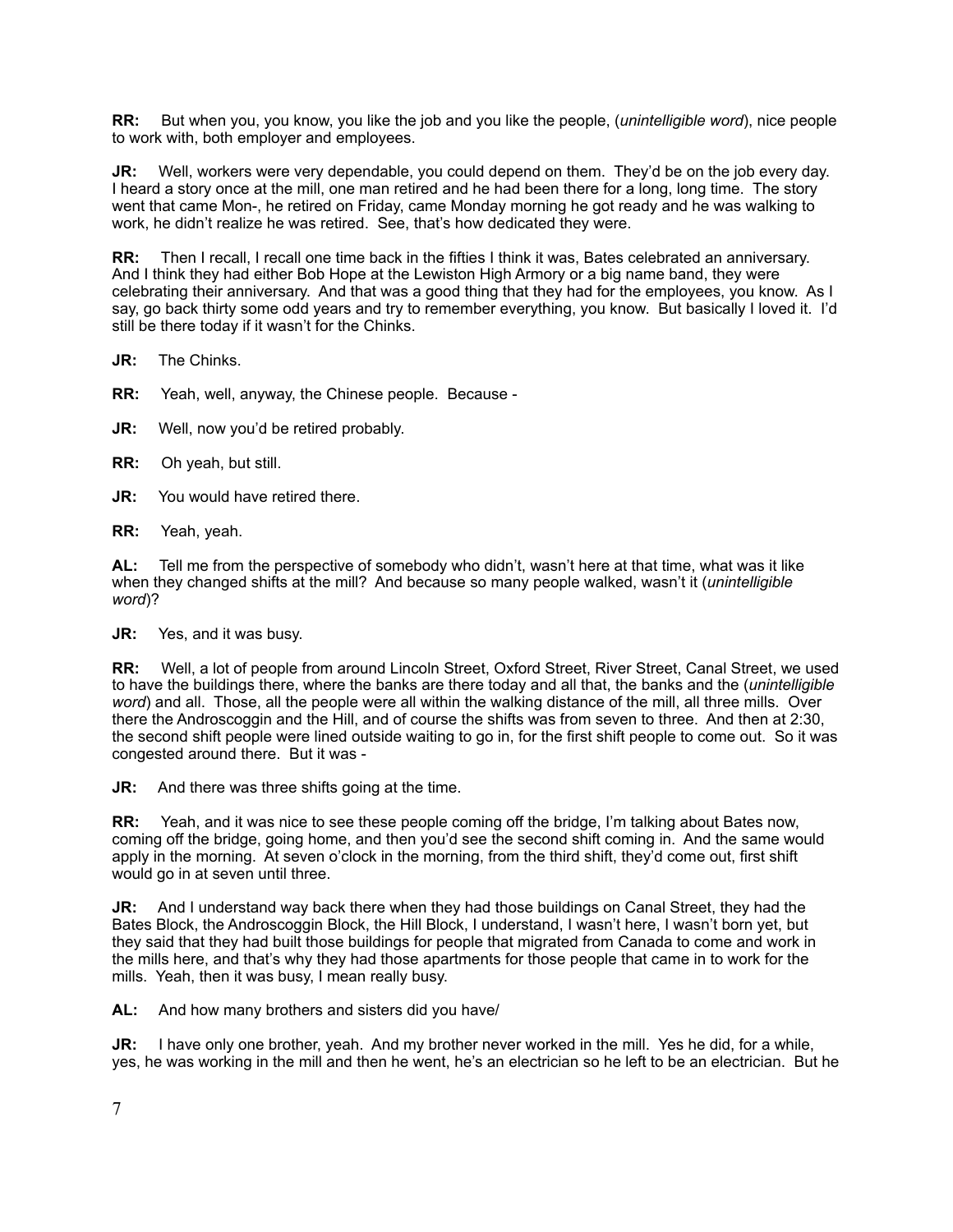**RR:** But when you, you know, you like the job and you like the people, (*unintelligible word*), nice people to work with, both employer and employees.

**JR:** Well, workers were very dependable, you could depend on them. They'd be on the job every day. I heard a story once at the mill, one man retired and he had been there for a long, long time. The story went that came Mon-, he retired on Friday, came Monday morning he got ready and he was walking to work, he didn't realize he was retired. See, that's how dedicated they were.

**RR:** Then I recall, I recall one time back in the fifties I think it was, Bates celebrated an anniversary. And I think they had either Bob Hope at the Lewiston High Armory or a big name band, they were celebrating their anniversary. And that was a good thing that they had for the employees, you know. As I say, go back thirty some odd years and try to remember everything, you know. But basically I loved it. I'd still be there today if it wasn't for the Chinks.

**JR:** The Chinks.

**RR:** Yeah, well, anyway, the Chinese people. Because -

**JR:** Well, now you'd be retired probably.

**RR:** Oh yeah, but still.

**JR:** You would have retired there.

**RR:** Yeah, yeah.

**AL:** Tell me from the perspective of somebody who didn't, wasn't here at that time, what was it like when they changed shifts at the mill? And because so many people walked, wasn't it (*unintelligible word*)?

**JR:** Yes, and it was busy.

**RR:** Well, a lot of people from around Lincoln Street, Oxford Street, River Street, Canal Street, we used to have the buildings there, where the banks are there today and all that, the banks and the (*unintelligible word*) and all. Those, all the people were all within the walking distance of the mill, all three mills. Over there the Androscoggin and the Hill, and of course the shifts was from seven to three. And then at 2:30, the second shift people were lined outside waiting to go in, for the first shift people to come out. So it was congested around there. But it was -

**JR:** And there was three shifts going at the time.

**RR:** Yeah, and it was nice to see these people coming off the bridge, I'm talking about Bates now, coming off the bridge, going home, and then you'd see the second shift coming in. And the same would apply in the morning. At seven o'clock in the morning, from the third shift, they'd come out, first shift would go in at seven until three.

**JR:** And I understand way back there when they had those buildings on Canal Street, they had the Bates Block, the Androscoggin Block, the Hill Block, I understand, I wasn't here, I wasn't born yet, but they said that they had built those buildings for people that migrated from Canada to come and work in the mills here, and that's why they had those apartments for those people that came in to work for the mills. Yeah, then it was busy, I mean really busy.

**AL:** And how many brothers and sisters did you have/

**JR:** I have only one brother, yeah. And my brother never worked in the mill. Yes he did, for a while, yes, he was working in the mill and then he went, he's an electrician so he left to be an electrician. But he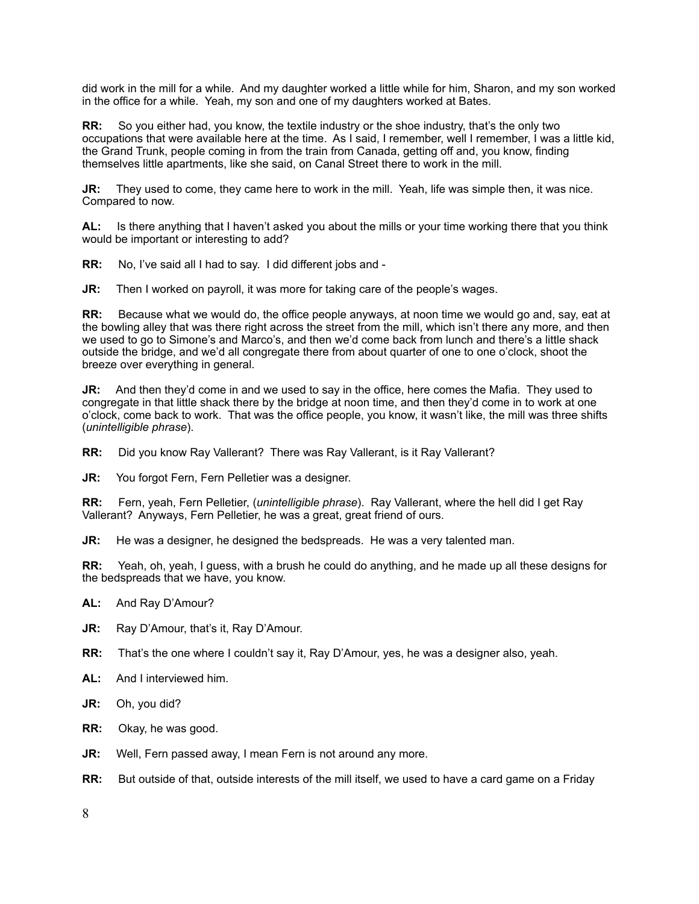did work in the mill for a while. And my daughter worked a little while for him, Sharon, and my son worked in the office for a while. Yeah, my son and one of my daughters worked at Bates.

**RR:** So you either had, you know, the textile industry or the shoe industry, that's the only two occupations that were available here at the time. As I said, I remember, well I remember, I was a little kid, the Grand Trunk, people coming in from the train from Canada, getting off and, you know, finding themselves little apartments, like she said, on Canal Street there to work in the mill.

**JR:** They used to come, they came here to work in the mill. Yeah, life was simple then, it was nice. Compared to now.

**AL:** Is there anything that I haven't asked you about the mills or your time working there that you think would be important or interesting to add?

**RR:** No, I've said all I had to say. I did different jobs and -

**JR:** Then I worked on payroll, it was more for taking care of the people's wages.

**RR:** Because what we would do, the office people anyways, at noon time we would go and, say, eat at the bowling alley that was there right across the street from the mill, which isn't there any more, and then we used to go to Simone's and Marco's, and then we'd come back from lunch and there's a little shack outside the bridge, and we'd all congregate there from about quarter of one to one o'clock, shoot the breeze over everything in general.

**JR:** And then they'd come in and we used to say in the office, here comes the Mafia. They used to congregate in that little shack there by the bridge at noon time, and then they'd come in to work at one o'clock, come back to work. That was the office people, you know, it wasn't like, the mill was three shifts (*unintelligible phrase*).

**RR:** Did you know Ray Vallerant? There was Ray Vallerant, is it Ray Vallerant?

**JR:** You forgot Fern, Fern Pelletier was a designer.

**RR:** Fern, yeah, Fern Pelletier, (*unintelligible phrase*). Ray Vallerant, where the hell did I get Ray Vallerant? Anyways, Fern Pelletier, he was a great, great friend of ours.

**JR:** He was a designer, he designed the bedspreads. He was a very talented man.

**RR:** Yeah, oh, yeah, I guess, with a brush he could do anything, and he made up all these designs for the bedspreads that we have, you know.

**AL:** And Ray D'Amour?

**JR:** Ray D'Amour, that's it, Ray D'Amour.

**RR:** That's the one where I couldn't say it, Ray D'Amour, yes, he was a designer also, yeah.

**AL:** And I interviewed him.

**JR:** Oh, you did?

**RR:** Okay, he was good.

**JR:** Well, Fern passed away, I mean Fern is not around any more.

**RR:** But outside of that, outside interests of the mill itself, we used to have a card game on a Friday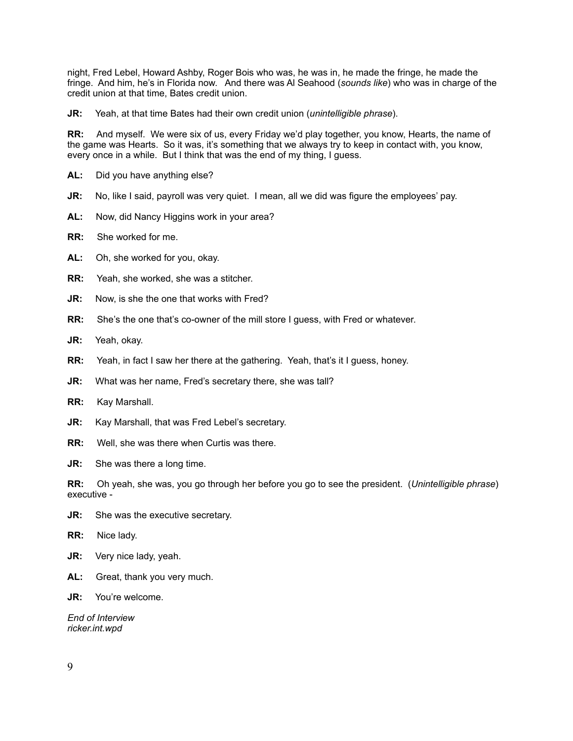night, Fred Lebel, Howard Ashby, Roger Bois who was, he was in, he made the fringe, he made the fringe. And him, he's in Florida now. And there was Al Seahood (*sounds like*) who was in charge of the credit union at that time, Bates credit union.

**JR:** Yeah, at that time Bates had their own credit union (*unintelligible phrase*).

**RR:** And myself. We were six of us, every Friday we'd play together, you know, Hearts, the name of the game was Hearts. So it was, it's something that we always try to keep in contact with, you know, every once in a while. But I think that was the end of my thing, I guess.

**AL:** Did you have anything else?

**JR:** No, like I said, payroll was very quiet. I mean, all we did was figure the employees' pay.

**AL:** Now, did Nancy Higgins work in your area?

**RR:** She worked for me.

**AL:** Oh, she worked for you, okay.

**RR:** Yeah, she worked, she was a stitcher.

**JR:** Now, is she the one that works with Fred?

**RR:** She's the one that's co-owner of the mill store I guess, with Fred or whatever.

**JR:** Yeah, okay.

**RR:** Yeah, in fact I saw her there at the gathering. Yeah, that's it I guess, honey.

**JR:** What was her name, Fred's secretary there, she was tall?

**RR:** Kay Marshall.

**JR:** Kay Marshall, that was Fred Lebel's secretary.

**RR:** Well, she was there when Curtis was there.

**JR:** She was there a long time.

**RR:** Oh yeah, she was, you go through her before you go to see the president. (*Unintelligible phrase*) executive -

**JR:** She was the executive secretary.

**RR:** Nice lady.

**JR:** Very nice lady, yeah.

**AL:** Great, thank you very much.

**JR:** You're welcome.

*End of Interview*
*ricker.int.wpd*